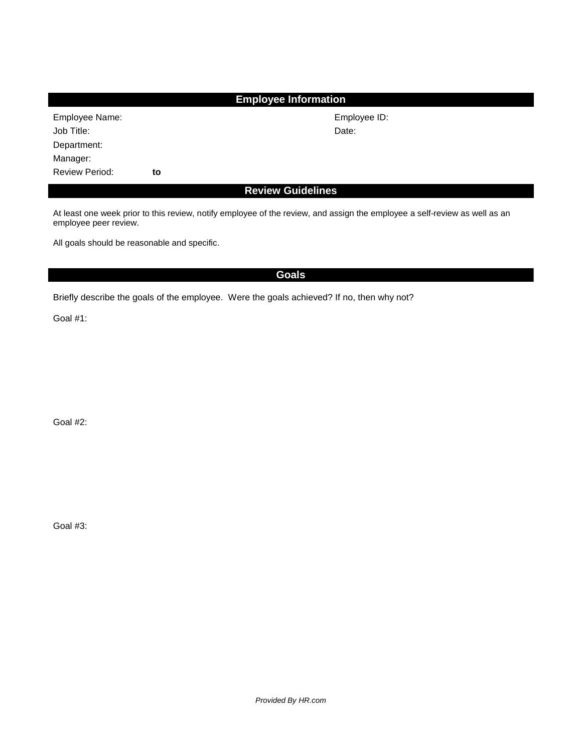## Employee Information

Employee Name: Employee ID:

Job Title: Date:

Department:

Manager:

Review Period: **to**

## Review Guidelines

At least one week prior to this review, notify employee of the review, and assign the employee a self-review as well as an employee peer review.

All goals should be reasonable and specific.

## Goals

Briefly describe the goals of the employee. Were the goals achieved? If no, then why not?

Goal #1:

Goal #2:

Goal #3:

*Provided By HR.com*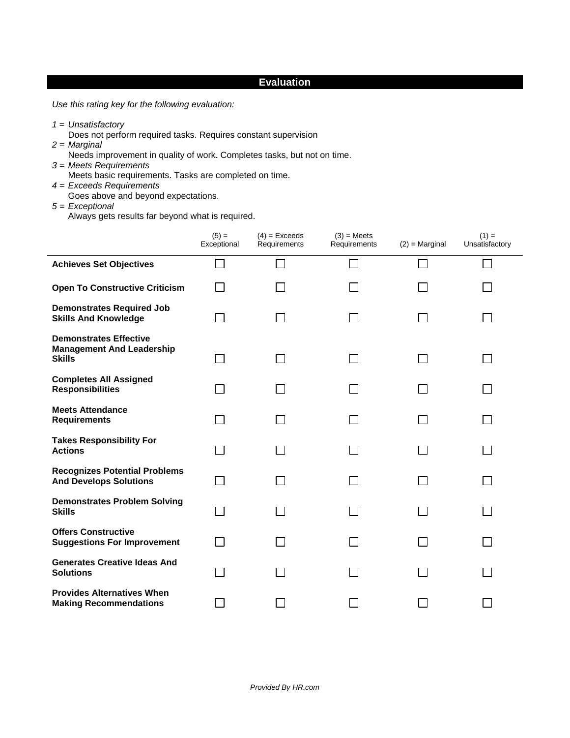## Evaluation

*Use this rating key for the following evaluation:*

*1 = Unsatisfactory*
Does not perform required tasks. Requires constant supervision

*2 = Marginal*
Needs improvement in quality of work. Completes tasks, but not on time.

*3 = Meets Requirements*
Meets basic requirements. Tasks are completed on time.

*4 = Exceeds Requirements*
Goes above and beyond expectations.

*5 = Exceptional*
Always gets results far beyond what is required.

| | (5) = Exceptional | (4) = Exceeds Requirements | (3) = Meets Requirements | (2) = Marginal | (1) = Unsatisfactory |
|---|---|---|---|---|---|
| **Achieves Set Objectives** | ☐ | ☐ | ☐ | ☐ | ☐ |
| **Open To Constructive Criticism** | ☐ | ☐ | ☐ | ☐ | ☐ |
| **Demonstrates Required Job Skills And Knowledge** | ☐ | ☐ | ☐ | ☐ | ☐ |
| **Demonstrates Effective Management And Leadership Skills** | ☐ | ☐ | ☐ | ☐ | ☐ |
| **Completes All Assigned Responsibilities** | ☐ | ☐ | ☐ | ☐ | ☐ |
| **Meets Attendance Requirements** | ☐ | ☐ | ☐ | ☐ | ☐ |
| **Takes Responsibility For Actions** | ☐ | ☐ | ☐ | ☐ | ☐ |
| **Recognizes Potential Problems And Develops Solutions** | ☐ | ☐ | ☐ | ☐ | ☐ |
| **Demonstrates Problem Solving Skills** | ☐ | ☐ | ☐ | ☐ | ☐ |
| **Offers Constructive Suggestions For Improvement** | ☐ | ☐ | ☐ | ☐ | ☐ |
| **Generates Creative Ideas And Solutions** | ☐ | ☐ | ☐ | ☐ | ☐ |
| **Provides Alternatives When Making Recommendations** | ☐ | ☐ | ☐ | ☐ | ☐ |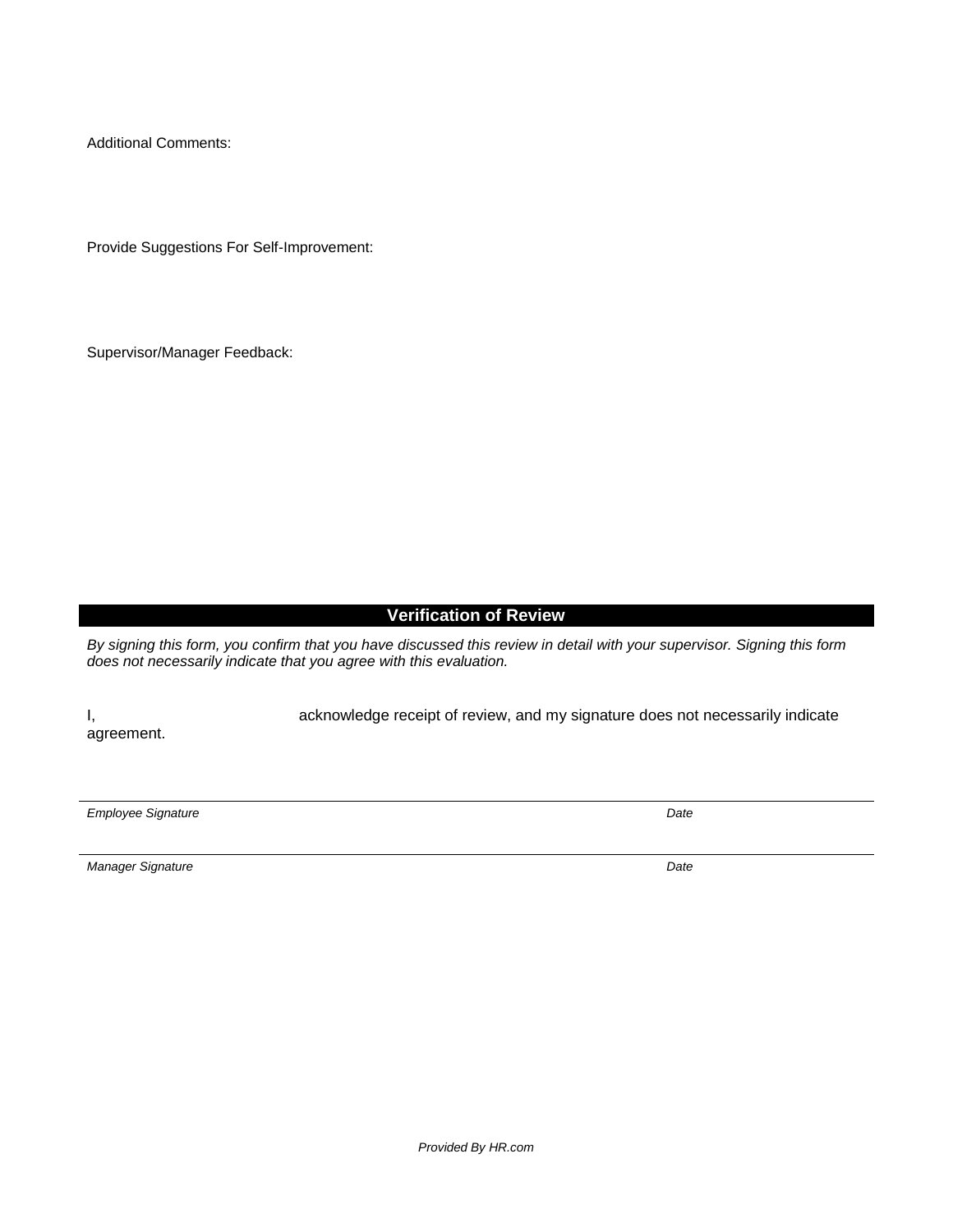Additional Comments:

Provide Suggestions For Self-Improvement:

Supervisor/Manager Feedback:

## Verification of Review

*By signing this form, you confirm that you have discussed this review in detail with your supervisor. Signing this form does not necessarily indicate that you agree with this evaluation.*

I, ______________________ acknowledge receipt of review, and my signature does not necessarily indicate agreement.

______________________________________________________________________

*Employee Signature* *Date*

______________________________________________________________________

*Manager Signature* *Date*

*Provided By HR.com*